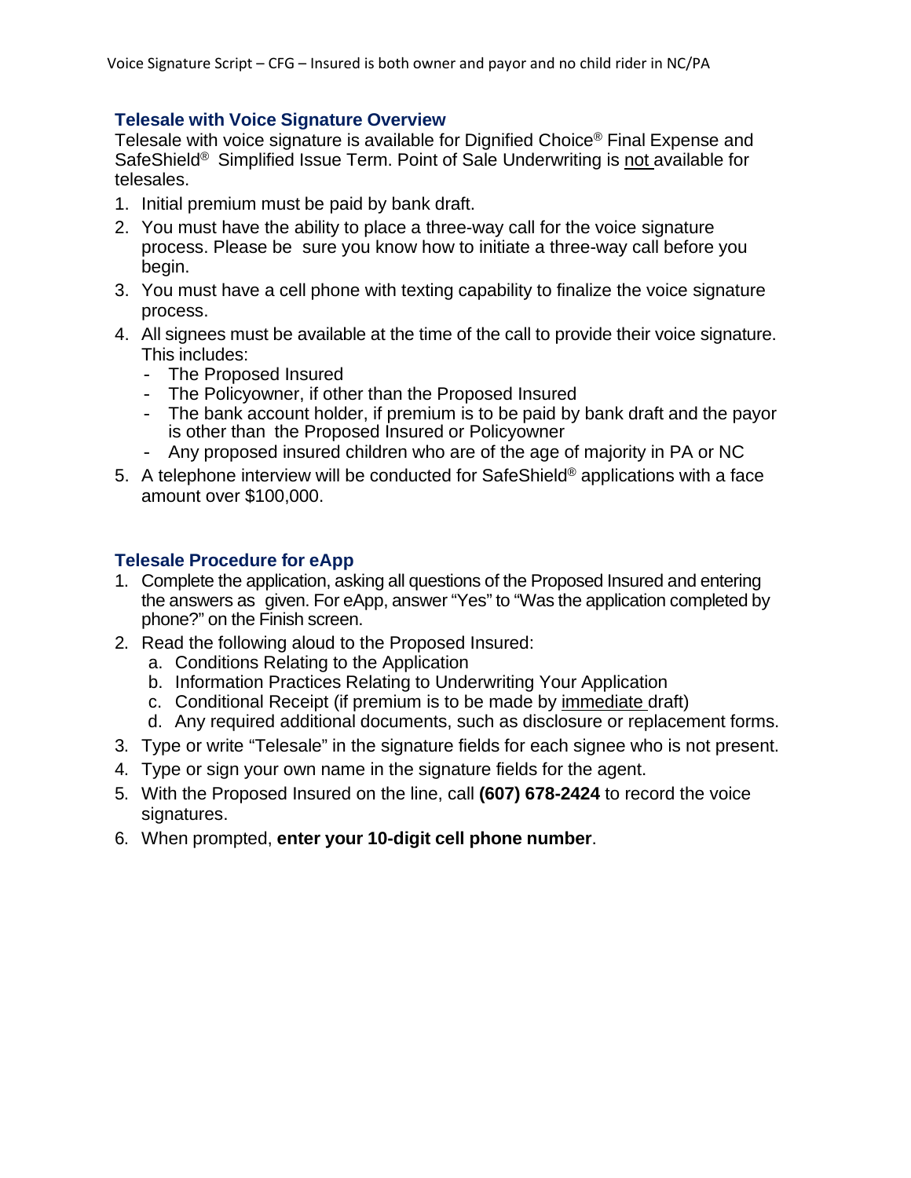Voice Signature Script – CFG – Insured is both owner and payor and no child rider in NC/PA

## Telesale with Voice Signature Overview

Telesale with voice signature is available for Dignified Choice® Final Expense and SafeShield® Simplified Issue Term. Point of Sale Underwriting is not available for telesales.

1. Initial premium must be paid by bank draft.
2. You must have the ability to place a three-way call for the voice signature process. Please be sure you know how to initiate a three-way call before you begin.
3. You must have a cell phone with texting capability to finalize the voice signature process.
4. All signees must be available at the time of the call to provide their voice signature. This includes:
   - The Proposed Insured
   - The Policyowner, if other than the Proposed Insured
   - The bank account holder, if premium is to be paid by bank draft and the payor is other than the Proposed Insured or Policyowner
   - Any proposed insured children who are of the age of majority in PA or NC
5. A telephone interview will be conducted for SafeShield® applications with a face amount over $100,000.

## Telesale Procedure for eApp

1. Complete the application, asking all questions of the Proposed Insured and entering the answers as given. For eApp, answer "Yes" to "Was the application completed by phone?" on the Finish screen.
2. Read the following aloud to the Proposed Insured:
   a. Conditions Relating to the Application
   b. Information Practices Relating to Underwriting Your Application
   c. Conditional Receipt (if premium is to be made by immediate draft)
   d. Any required additional documents, such as disclosure or replacement forms.
3. Type or write "Telesale" in the signature fields for each signee who is not present.
4. Type or sign your own name in the signature fields for the agent.
5. With the Proposed Insured on the line, call **(607) 678-2424** to record the voice signatures.
6. When prompted, **enter your 10-digit cell phone number**.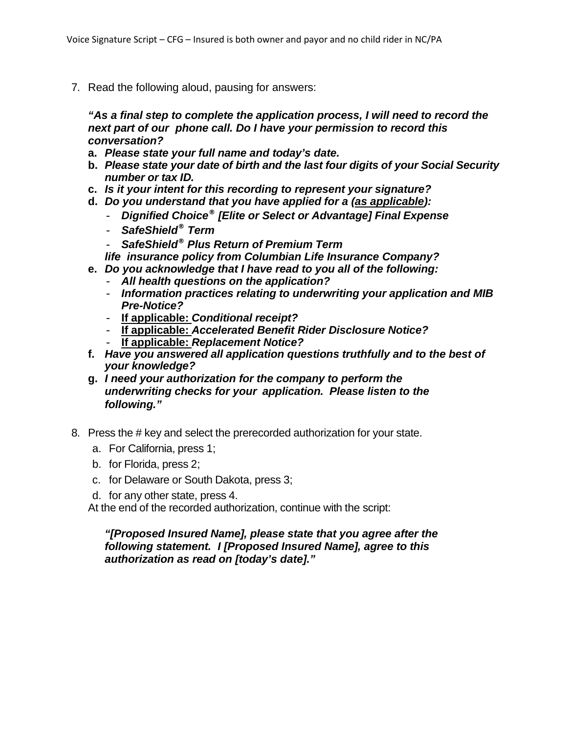7. Read the following aloud, pausing for answers:

   ***"As a final step to complete the application process, I will need to record the next part of our phone call. Do I have your permission to record this conversation?***

   **a.** ***Please state your full name and today's date.***
   
   **b.** ***Please state your date of birth and the last four digits of your Social Security number or tax ID.***
   
   **c.** ***Is it your intent for this recording to represent your signature?***
   
   **d.** ***Do you understand that you have applied for a (<u>as applicable</u>):***
      - ***Dignified Choice® [Elite or Select or Advantage] Final Expense***
      - ***SafeShield® Term***
      - ***SafeShield® Plus Return of Premium Term***

      ***life insurance policy from Columbian Life Insurance Company?***
   
   **e.** ***Do you acknowledge that I have read to you all of the following:***
      - ***All health questions on the application?***
      - ***Information practices relating to underwriting your application and MIB Pre-Notice?***
      - **<u>If applicable:</u>** ***Conditional receipt?***
      - **<u>If applicable:</u>** ***Accelerated Benefit Rider Disclosure Notice?***
      - **<u>If applicable:</u>** ***Replacement Notice?***
   
   **f.** ***Have you answered all application questions truthfully and to the best of your knowledge?***
   
   **g.** ***I need your authorization for the company to perform the underwriting checks for your application. Please listen to the following."***

8. Press the # key and select the prerecorded authorization for your state.
   a. For California, press 1;
   b. for Florida, press 2;
   c. for Delaware or South Dakota, press 3;
   d. for any other state, press 4.

   At the end of the recorded authorization, continue with the script:

   ***"[Proposed Insured Name], please state that you agree after the following statement. I [Proposed Insured Name], agree to this authorization as read on [today's date]."***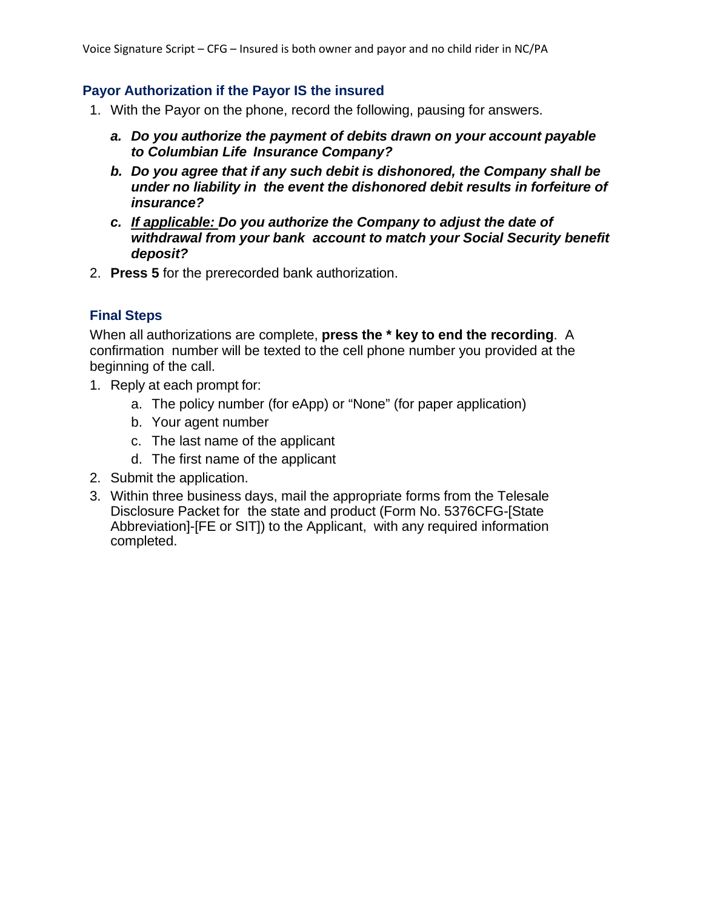### Payor Authorization if the Payor IS the insured

1. With the Payor on the phone, record the following, pausing for answers.
   a. ***Do you authorize the payment of debits drawn on your account payable to Columbian Life Insurance Company?***
   b. ***Do you agree that if any such debit is dishonored, the Company shall be under no liability in the event the dishonored debit results in forfeiture of insurance?***
   c. ***<u>If applicable:</u> Do you authorize the Company to adjust the date of withdrawal from your bank account to match your Social Security benefit deposit?***
2. **Press 5** for the prerecorded bank authorization.

### Final Steps

When all authorizations are complete, **press the * key to end the recording**. A confirmation number will be texted to the cell phone number you provided at the beginning of the call.

1. Reply at each prompt for:
   a. The policy number (for eApp) or "None" (for paper application)
   b. Your agent number
   c. The last name of the applicant
   d. The first name of the applicant
2. Submit the application.
3. Within three business days, mail the appropriate forms from the Telesale Disclosure Packet for the state and product (Form No. 5376CFG-[State Abbreviation]-[FE or SIT]) to the Applicant, with any required information completed.